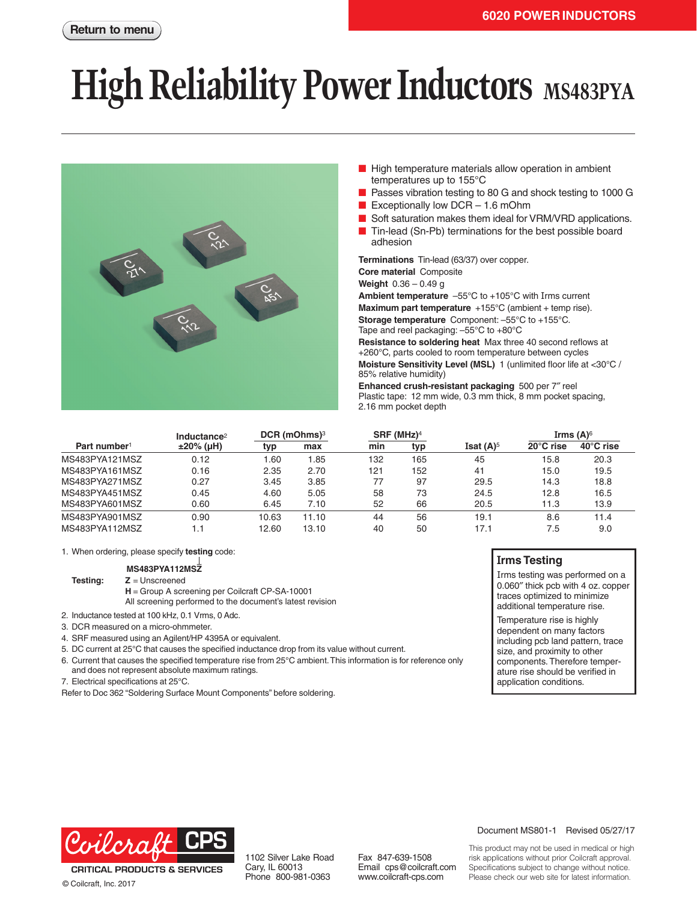# High Reliability Power Inductors MS483PYA

6020 POWER INDUCTORS

- High temperature materials allow operation in ambient temperatures up to 155°C
- Passes vibration testing to 80 G and shock testing to 1000 G
- Exceptionally low DCR – 1.6 mOhm
- Soft saturation makes them ideal for VRM/VRD applications.
- Tin-lead (Sn-Pb) terminations for the best possible board adhesion

**Terminations** Tin-lead (63/37) over copper.
**Core material** Composite
**Weight** 0.36 – 0.49 g
**Ambient temperature** –55°C to +105°C with Irms current
**Maximum part temperature** +155°C (ambient + temp rise).
**Storage temperature** Component: –55°C to +155°C. Tape and reel packaging: –55°C to +80°C
**Resistance to soldering heat** Max three 40 second reflows at +260°C, parts cooled to room temperature between cycles
**Moisture Sensitivity Level (MSL)** 1 (unlimited floor life at <30°C / 85% relative humidity)
**Enhanced crush-resistant packaging** 500 per 7″ reel
Plastic tape: 12 mm wide, 0.3 mm thick, 8 mm pocket spacing, 2.16 mm pocket depth

| Part number[1] | Inductance[2] ±20% (µH) | DCR (mOhms)[3] typ | DCR (mOhms)[3] max | SRF (MHz)[4] min | SRF (MHz)[4] typ | Isat (A)[5] | Irms (A)[6] 20°C rise | Irms (A)[6] 40°C rise |
|---|---|---|---|---|---|---|---|---|
| MS483PYA121MSZ | 0.12 | 1.60 | 1.85 | 132 | 165 | 45 | 15.8 | 20.3 |
| MS483PYA161MSZ | 0.16 | 2.35 | 2.70 | 121 | 152 | 41 | 15.0 | 19.5 |
| MS483PYA271MSZ | 0.27 | 3.45 | 3.85 | 77 | 97 | 29.5 | 14.3 | 18.8 |
| MS483PYA451MSZ | 0.45 | 4.60 | 5.05 | 58 | 73 | 24.5 | 12.8 | 16.5 |
| MS483PYA601MSZ | 0.60 | 6.45 | 7.10 | 52 | 66 | 20.5 | 11.3 | 13.9 |
| MS483PYA901MSZ | 0.90 | 10.63 | 11.10 | 44 | 56 | 19.1 | 8.6 | 11.4 |
| MS483PYA112MSZ | 1.1 | 12.60 | 13.10 | 40 | 50 | 17.1 | 7.5 | 9.0 |

1. When ordering, please specify **testing** code:

   **MS483PYA112MSZ**

   **Testing:** **Z** = Unscreened
   **H** = Group A screening per Coilcraft CP-SA-10001
   All screening performed to the document's latest revision
2. Inductance tested at 100 kHz, 0.1 Vrms, 0 Adc.
3. DCR measured on a micro-ohmmeter.
4. SRF measured using an Agilent/HP 4395A or equivalent.
5. DC current at 25°C that causes the specified inductance drop from its value without current.
6. Current that causes the specified temperature rise from 25°C ambient. This information is for reference only and does not represent absolute maximum ratings.
7. Electrical specifications at 25°C.

Refer to Doc 362 "Soldering Surface Mount Components" before soldering.

**Irms Testing**

Irms testing was performed on a 0.060″ thick pcb with 4 oz. copper traces optimized to minimize additional temperature rise.

Temperature rise is highly dependent on many factors including pcb land pattern, trace size, and proximity to other components. Therefore temperature rise should be verified in application conditions.

Document MS801-1 Revised 05/27/17

Coilcraft CPS
CRITICAL PRODUCTS & SERVICES
© Coilcraft, Inc. 2017

1102 Silver Lake Road
Cary, IL 60013
Phone 800-981-0363

Fax 847-639-1508
Email cps@coilcraft.com
www.coilcraft-cps.com

This product may not be used in medical or high risk applications without prior Coilcraft approval. Specifications subject to change without notice. Please check our web site for latest information.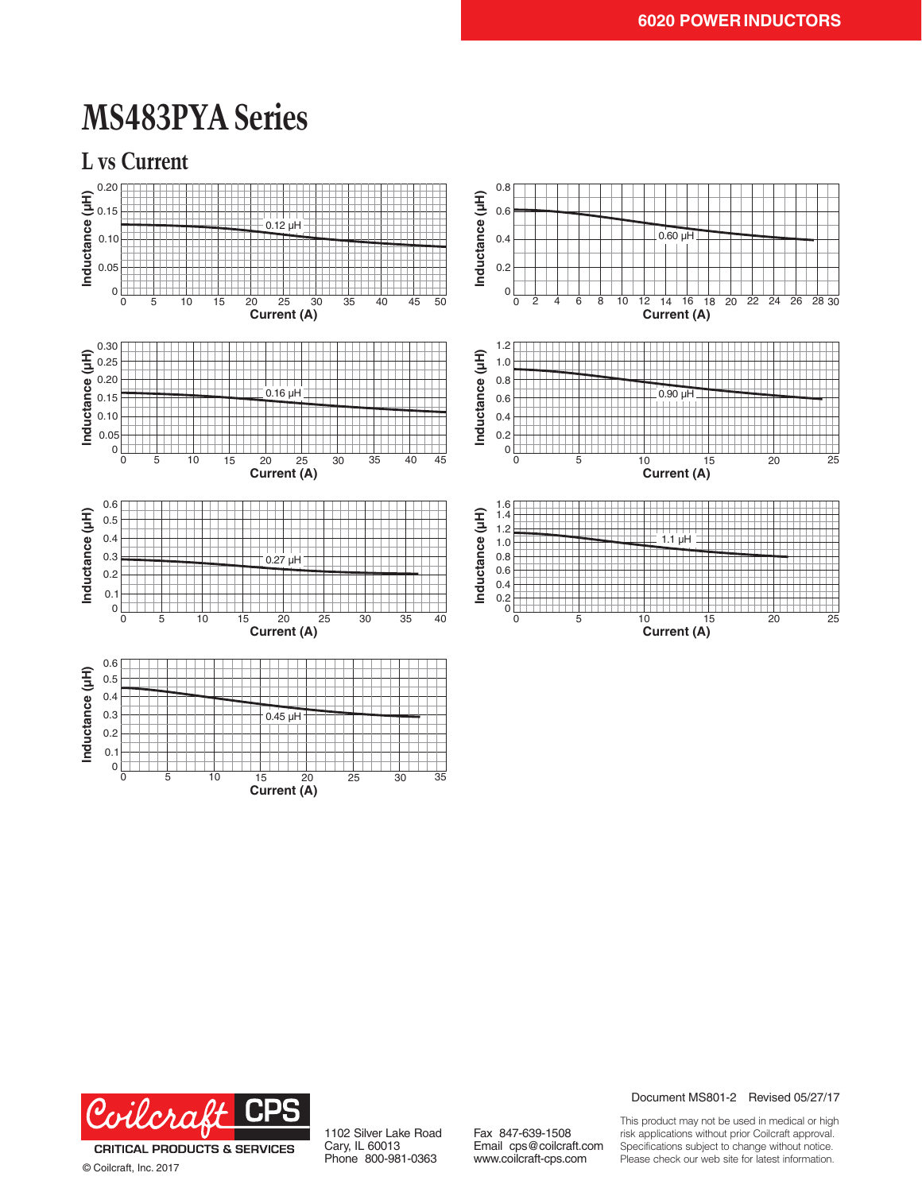# MS483PYA Series

## L vs Current

Inductance (µH) vs Current (A) — 0.12 µH

Inductance (µH) vs Current (A) — 0.60 µH

Inductance (µH) vs Current (A) — 0.16 µH

Inductance (µH) vs Current (A) — 0.90 µH

Inductance (µH) vs Current (A) — 0.27 µH

Inductance (µH) vs Current (A) — 1.1 µH

Inductance (µH) vs Current (A) — 0.45 µH

Document MS801-2 Revised 05/27/17

1102 Silver Lake Road
Cary, IL 60013
Phone 800-981-0363

Fax 847-639-1508
Email cps@coilcraft.com
www.coilcraft-cps.com

This product may not be used in medical or high risk applications without prior Coilcraft approval. Specifications subject to change without notice. Please check our web site for latest information.

© Coilcraft, Inc. 2017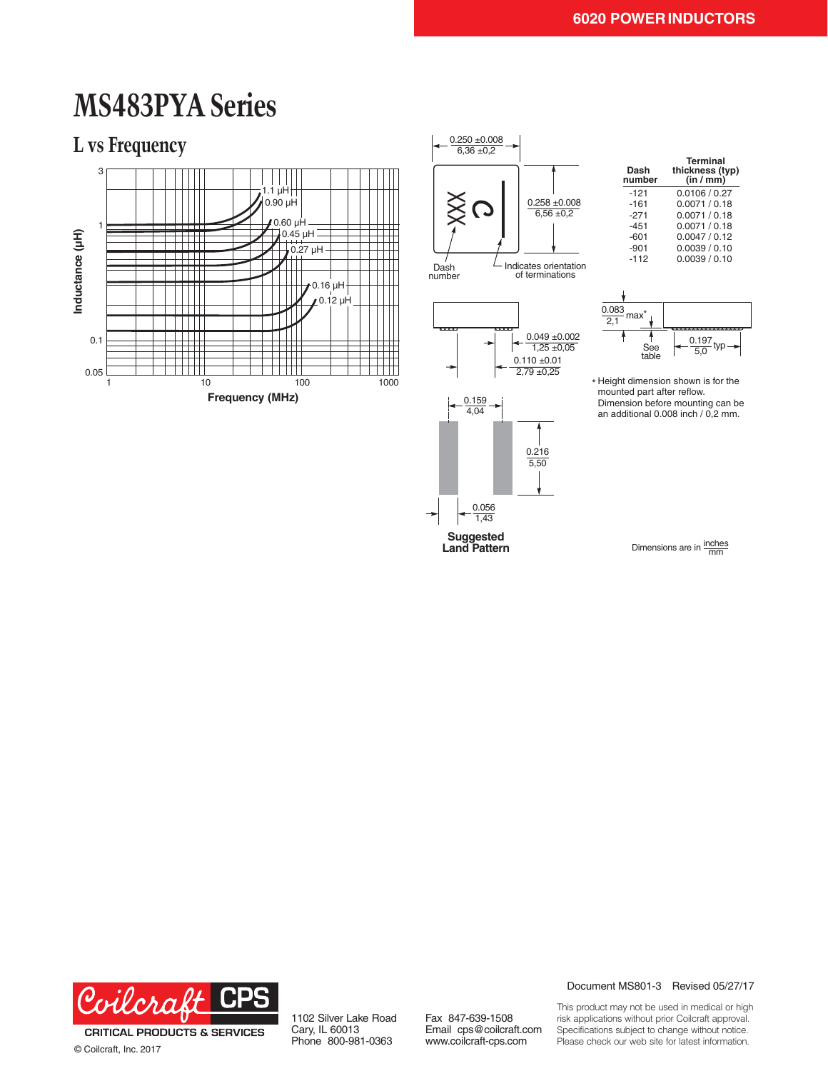# MS483PYA Series

## L vs Frequency

Inductance (µH)

3

1

0.1

0.05

1.1 µH
0.90 µH
0.60 µH
0.45 µH
0.27 µH
0.16 µH
0.12 µH

1 10 100 1000

Frequency (MHz)

0.250 ±0.008
6,36 ±0,2

0.258 ±0.008
6,56 ±0,2

Dash number

Indicates orientation of terminations

| Dash number | Terminal thickness (typ) (in / mm) |
|---|---|
| -121 | 0.0106 / 0.27 |
| -161 | 0.0071 / 0.18 |
| -271 | 0.0071 / 0.18 |
| -451 | 0.0071 / 0.18 |
| -601 | 0.0047 / 0.12 |
| -901 | 0.0039 / 0.10 |
| -112 | 0.0039 / 0.10 |

0.049 ±0.002
1,25 ±0,05

0.110 ±0.01
2,79 ±0,25

0.083
2,1
max*

See table

0.197
5,0
typ

* Height dimension shown is for the mounted part after reflow. Dimension before mounting can be an additional 0.008 inch / 0,2 mm.

0.159
4,04

0.216
5,50

0.056
1,43

**Suggested Land Pattern**

Dimensions are in inches / mm

Document MS801-3 Revised 05/27/17

Coilcraft CPS
CRITICAL PRODUCTS & SERVICES

© Coilcraft, Inc. 2017

1102 Silver Lake Road
Cary, IL 60013
Phone 800-981-0363

Fax 847-639-1508
Email cps@coilcraft.com
www.coilcraft-cps.com

This product may not be used in medical or high risk applications without prior Coilcraft approval. Specifications subject to change without notice. Please check our web site for latest information.